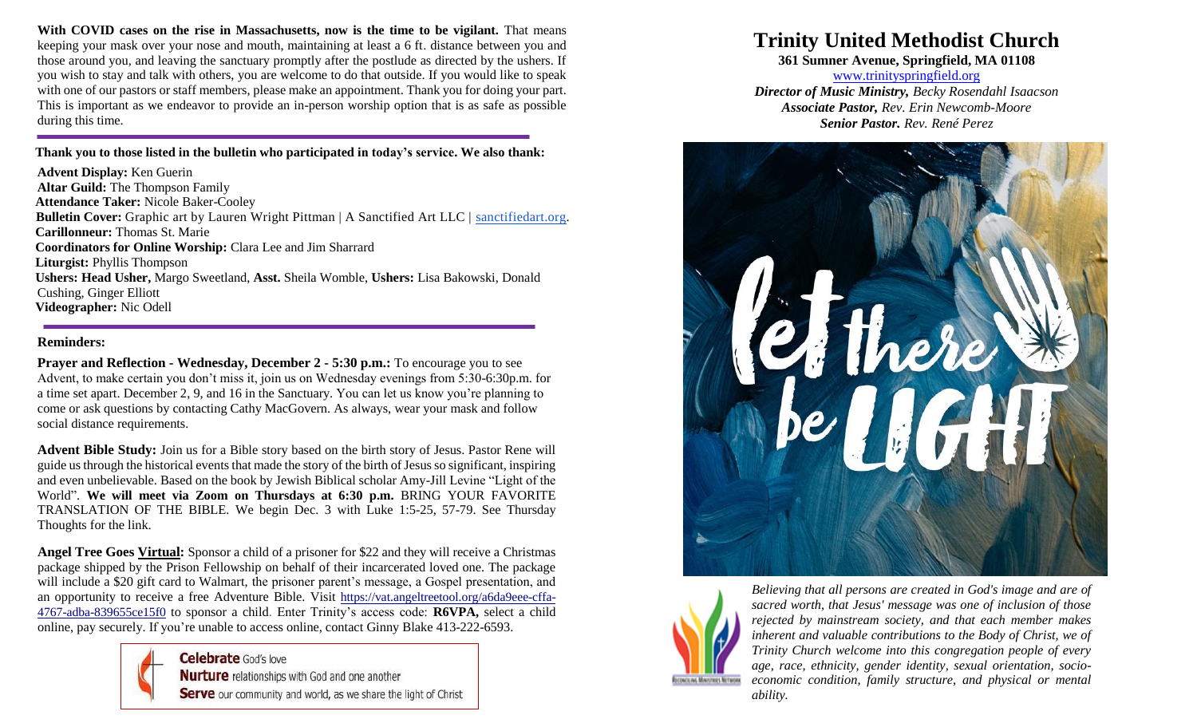**With COVID cases on the rise in Massachusetts, now is the time to be vigilant.** That means keeping your mask over your nose and mouth, maintaining at least a 6 ft. distance between you and those around you, and leaving the sanctuary promptly after the postlude as directed by the ushers. If you wish to stay and talk with others, you are welcome to do that outside. If you would like to speak with one of our pastors or staff members, please make an appointment. Thank you for doing your part. This is important as we endeavor to provide an in-person worship option that is as safe as possible during this time.

**Thank you to those listed in the bulletin who participated in today's service. We also thank:**

**Advent Display:** Ken Guerin
**Altar Guild:** The Thompson Family
**Attendance Taker:** Nicole Baker-Cooley
**Bulletin Cover:** Graphic art by Lauren Wright Pittman | A Sanctified Art LLC | sanctifiedart.org.
**Carillonneur:** Thomas St. Marie
**Coordinators for Online Worship:** Clara Lee and Jim Sharrard
**Liturgist:** Phyllis Thompson
**Ushers: Head Usher,** Margo Sweetland, **Asst.** Sheila Womble, **Ushers:** Lisa Bakowski, Donald Cushing, Ginger Elliott
**Videographer:** Nic Odell

**Reminders:**

**Prayer and Reflection - Wednesday, December 2 - 5:30 p.m.:** To encourage you to see Advent, to make certain you don't miss it, join us on Wednesday evenings from 5:30-6:30p.m. for a time set apart. December 2, 9, and 16 in the Sanctuary. You can let us know you're planning to come or ask questions by contacting Cathy MacGovern. As always, wear your mask and follow social distance requirements.

**Advent Bible Study:** Join us for a Bible story based on the birth story of Jesus. Pastor Rene will guide us through the historical events that made the story of the birth of Jesus so significant, inspiring and even unbelievable. Based on the book by Jewish Biblical scholar Amy-Jill Levine "Light of the World". **We will meet via Zoom on Thursdays at 6:30 p.m.** BRING YOUR FAVORITE TRANSLATION OF THE BIBLE. We begin Dec. 3 with Luke 1:5-25, 57-79. See Thursday Thoughts for the link.

**Angel Tree Goes Virtual:** Sponsor a child of a prisoner for $22 and they will receive a Christmas package shipped by the Prison Fellowship on behalf of their incarcerated loved one. The package will include a $20 gift card to Walmart, the prisoner parent's message, a Gospel presentation, and an opportunity to receive a free Adventure Bible. Visit https://vat.angeltreetool.org/a6da9eee-cffa-4767-adba-839655ce15f0 to sponsor a child. Enter Trinity's access code: **R6VPA,** select a child online, pay securely. If you're unable to access online, contact Ginny Blake 413-222-6593.

**Celebrate** God's love
**Nurture** relationships with God and one another
**Serve** our community and world, as we share the light of Christ

# Trinity United Methodist Church

**361 Sumner Avenue, Springfield, MA 01108**

www.trinityspringfield.org

***Director of Music Ministry,*** *Becky Rosendahl Isaacson*
***Associate Pastor,*** *Rev. Erin Newcomb-Moore*
***Senior Pastor.*** *Rev. René Perez*

let there be LIGHT

*Believing that all persons are created in God's image and are of sacred worth, that Jesus' message was one of inclusion of those rejected by mainstream society, and that each member makes inherent and valuable contributions to the Body of Christ, we of Trinity Church welcome into this congregation people of every age, race, ethnicity, gender identity, sexual orientation, socio-economic condition, family structure, and physical or mental ability.*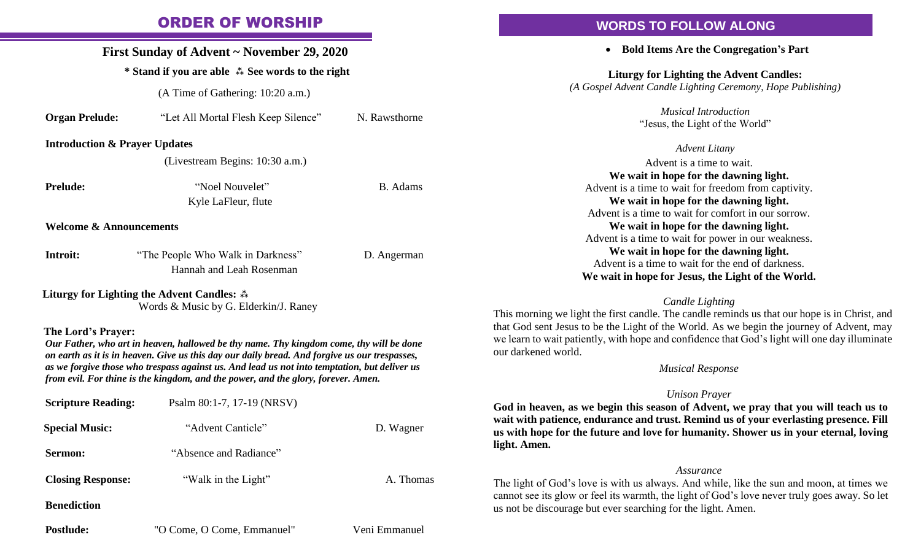## ORDER OF WORSHIP

### First Sunday of Advent ~ November 29, 2020

**\* Stand if you are able ⁂ See words to the right**

(A Time of Gathering: 10:20 a.m.)

| | | |
|---|---|---|
| **Organ Prelude:** | "Let All Mortal Flesh Keep Silence" | N. Rawsthorne |

**Introduction & Prayer Updates**

(Livestream Begins: 10:30 a.m.)

| | | |
|---|---|---|
| **Prelude:** | "Noel Nouvelet"<br>Kyle LaFleur, flute | B. Adams |

**Welcome & Announcements**

| | | |
|---|---|---|
| **Introit:** | "The People Who Walk in Darkness"<br>Hannah and Leah Rosenman | D. Angerman |

**Liturgy for Lighting the Advent Candles: ⁂**
Words & Music by G. Elderkin/J. Raney

**The Lord's Prayer:**
***Our Father, who art in heaven, hallowed be thy name. Thy kingdom come, thy will be done on earth as it is in heaven. Give us this day our daily bread. And forgive us our trespasses, as we forgive those who trespass against us. And lead us not into temptation, but deliver us from evil. For thine is the kingdom, and the power, and the glory, forever. Amen.***

| | | |
|---|---|---|
| **Scripture Reading:** | Psalm 80:1-7, 17-19 (NRSV) | |
| **Special Music:** | "Advent Canticle" | D. Wagner |
| **Sermon:** | "Absence and Radiance" | |
| **Closing Response:** | "Walk in the Light" | A. Thomas |
| **Benediction** | | |
| **Postlude:** | "O Come, O Come, Emmanuel" | Veni Emmanuel |

## WORDS TO FOLLOW ALONG

- **Bold Items Are the Congregation's Part**

**Liturgy for Lighting the Advent Candles:**
*(A Gospel Advent Candle Lighting Ceremony, Hope Publishing)*

*Musical Introduction*
"Jesus, the Light of the World"

*Advent Litany*
Advent is a time to wait.
**We wait in hope for the dawning light.**
Advent is a time to wait for freedom from captivity.
**We wait in hope for the dawning light.**
Advent is a time to wait for comfort in our sorrow.
**We wait in hope for the dawning light.**
Advent is a time to wait for power in our weakness.
**We wait in hope for the dawning light.**
Advent is a time to wait for the end of darkness.
**We wait in hope for Jesus, the Light of the World.**

*Candle Lighting*
This morning we light the first candle. The candle reminds us that our hope is in Christ, and that God sent Jesus to be the Light of the World. As we begin the journey of Advent, may we learn to wait patiently, with hope and confidence that God's light will one day illuminate our darkened world.

*Musical Response*

*Unison Prayer*
**God in heaven, as we begin this season of Advent, we pray that you will teach us to wait with patience, endurance and trust. Remind us of your everlasting presence. Fill us with hope for the future and love for humanity. Shower us in your eternal, loving light. Amen.**

*Assurance*
The light of God's love is with us always. And while, like the sun and moon, at times we cannot see its glow or feel its warmth, the light of God's love never truly goes away. So let us not be discourage but ever searching for the light. Amen.